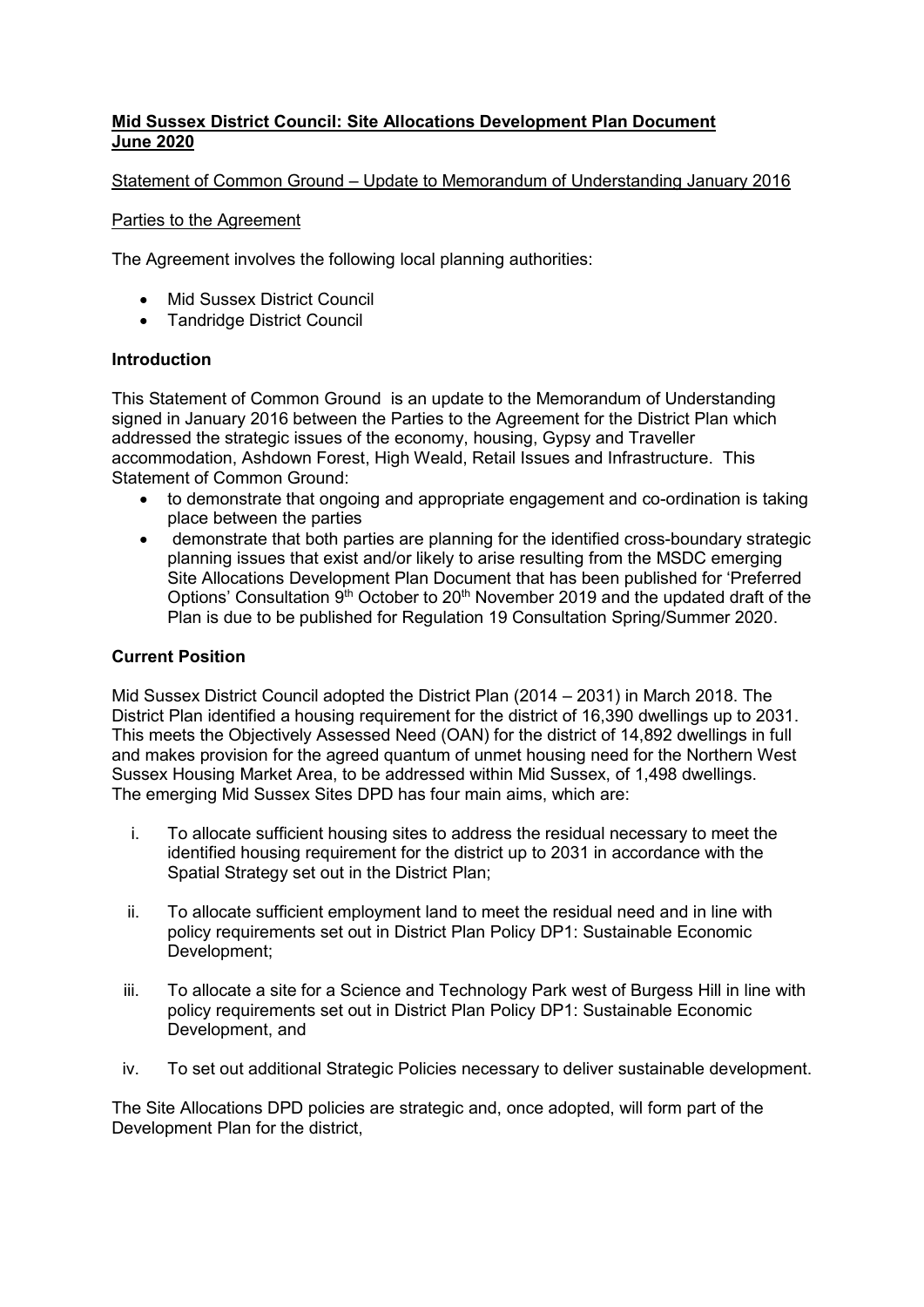**Mid Sussex District Council: Site Allocations Development Plan Document June 2020**

Statement of Common Ground – Update to Memorandum of Understanding January 2016

Parties to the Agreement

The Agreement involves the following local planning authorities:

- Mid Sussex District Council
- Tandridge District Council

**Introduction**

This Statement of Common Ground is an update to the Memorandum of Understanding signed in January 2016 between the Parties to the Agreement for the District Plan which addressed the strategic issues of the economy, housing, Gypsy and Traveller accommodation, Ashdown Forest, High Weald, Retail Issues and Infrastructure. This Statement of Common Ground:

- to demonstrate that ongoing and appropriate engagement and co-ordination is taking place between the parties
- demonstrate that both parties are planning for the identified cross-boundary strategic planning issues that exist and/or likely to arise resulting from the MSDC emerging Site Allocations Development Plan Document that has been published for 'Preferred Options' Consultation 9th October to 20th November 2019 and the updated draft of the Plan is due to be published for Regulation 19 Consultation Spring/Summer 2020.

**Current Position**

Mid Sussex District Council adopted the District Plan (2014 – 2031) in March 2018. The District Plan identified a housing requirement for the district of 16,390 dwellings up to 2031. This meets the Objectively Assessed Need (OAN) for the district of 14,892 dwellings in full and makes provision for the agreed quantum of unmet housing need for the Northern West Sussex Housing Market Area, to be addressed within Mid Sussex, of 1,498 dwellings. The emerging Mid Sussex Sites DPD has four main aims, which are:

i. To allocate sufficient housing sites to address the residual necessary to meet the identified housing requirement for the district up to 2031 in accordance with the Spatial Strategy set out in the District Plan;

ii. To allocate sufficient employment land to meet the residual need and in line with policy requirements set out in District Plan Policy DP1: Sustainable Economic Development;

iii. To allocate a site for a Science and Technology Park west of Burgess Hill in line with policy requirements set out in District Plan Policy DP1: Sustainable Economic Development, and

iv. To set out additional Strategic Policies necessary to deliver sustainable development.

The Site Allocations DPD policies are strategic and, once adopted, will form part of the Development Plan for the district,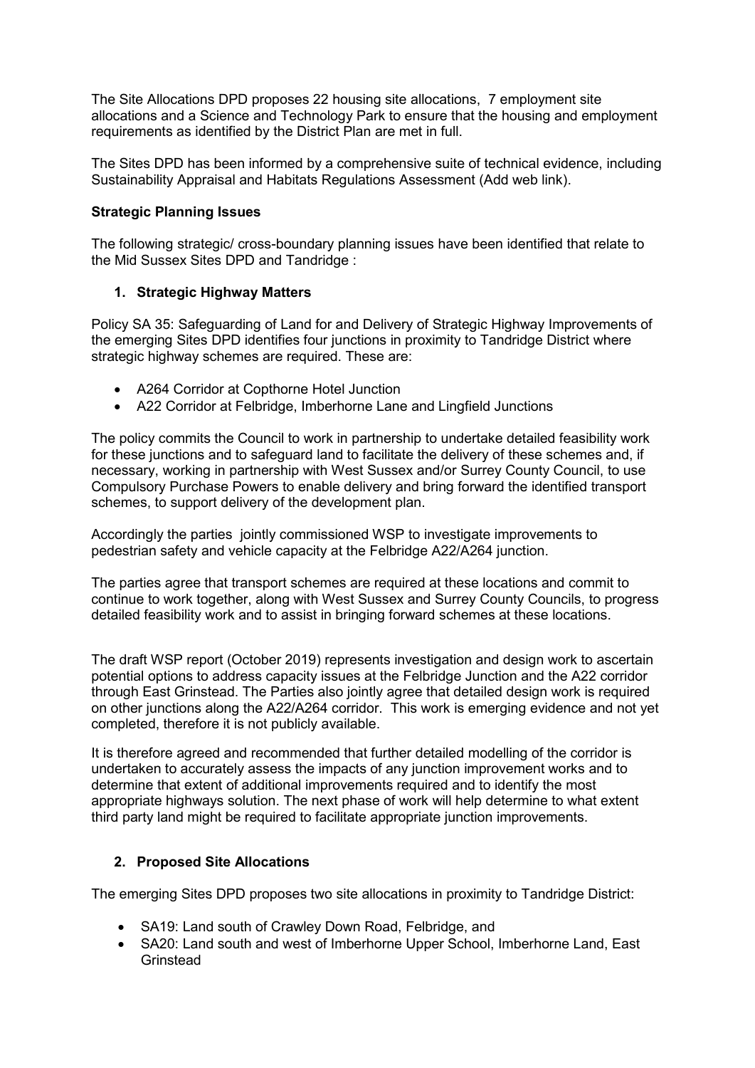The Site Allocations DPD proposes 22 housing site allocations, 7 employment site allocations and a Science and Technology Park to ensure that the housing and employment requirements as identified by the District Plan are met in full.

The Sites DPD has been informed by a comprehensive suite of technical evidence, including Sustainability Appraisal and Habitats Regulations Assessment (Add web link).

**Strategic Planning Issues**

The following strategic/ cross-boundary planning issues have been identified that relate to the Mid Sussex Sites DPD and Tandridge :

1. **Strategic Highway Matters**

Policy SA 35: Safeguarding of Land for and Delivery of Strategic Highway Improvements of the emerging Sites DPD identifies four junctions in proximity to Tandridge District where strategic highway schemes are required. These are:

- A264 Corridor at Copthorne Hotel Junction
- A22 Corridor at Felbridge, Imberhorne Lane and Lingfield Junctions

The policy commits the Council to work in partnership to undertake detailed feasibility work for these junctions and to safeguard land to facilitate the delivery of these schemes and, if necessary, working in partnership with West Sussex and/or Surrey County Council, to use Compulsory Purchase Powers to enable delivery and bring forward the identified transport schemes, to support delivery of the development plan.

Accordingly the parties jointly commissioned WSP to investigate improvements to pedestrian safety and vehicle capacity at the Felbridge A22/A264 junction.

The parties agree that transport schemes are required at these locations and commit to continue to work together, along with West Sussex and Surrey County Councils, to progress detailed feasibility work and to assist in bringing forward schemes at these locations.

The draft WSP report (October 2019) represents investigation and design work to ascertain potential options to address capacity issues at the Felbridge Junction and the A22 corridor through East Grinstead. The Parties also jointly agree that detailed design work is required on other junctions along the A22/A264 corridor. This work is emerging evidence and not yet completed, therefore it is not publicly available.

It is therefore agreed and recommended that further detailed modelling of the corridor is undertaken to accurately assess the impacts of any junction improvement works and to determine that extent of additional improvements required and to identify the most appropriate highways solution. The next phase of work will help determine to what extent third party land might be required to facilitate appropriate junction improvements.

2. **Proposed Site Allocations**

The emerging Sites DPD proposes two site allocations in proximity to Tandridge District:

- SA19: Land south of Crawley Down Road, Felbridge, and
- SA20: Land south and west of Imberhorne Upper School, Imberhorne Land, East Grinstead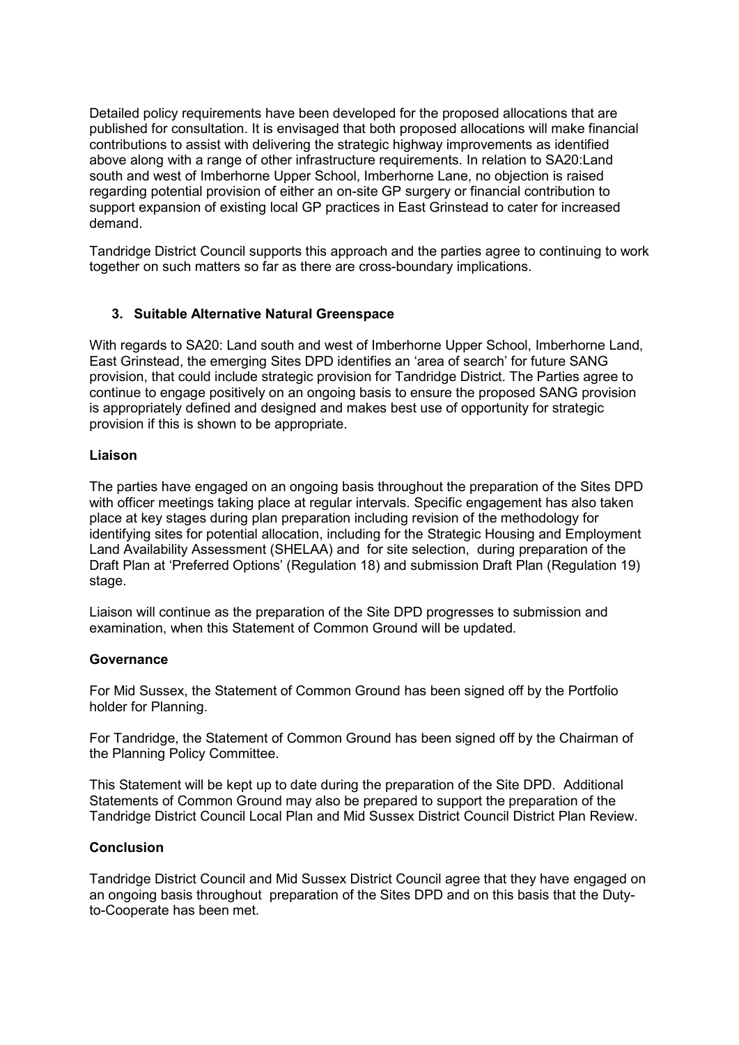Detailed policy requirements have been developed for the proposed allocations that are published for consultation. It is envisaged that both proposed allocations will make financial contributions to assist with delivering the strategic highway improvements as identified above along with a range of other infrastructure requirements. In relation to SA20:Land south and west of Imberhorne Upper School, Imberhorne Lane, no objection is raised regarding potential provision of either an on-site GP surgery or financial contribution to support expansion of existing local GP practices in East Grinstead to cater for increased demand.

Tandridge District Council supports this approach and the parties agree to continuing to work together on such matters so far as there are cross-boundary implications.

### 3. Suitable Alternative Natural Greenspace

With regards to SA20: Land south and west of Imberhorne Upper School, Imberhorne Land, East Grinstead, the emerging Sites DPD identifies an 'area of search' for future SANG provision, that could include strategic provision for Tandridge District. The Parties agree to continue to engage positively on an ongoing basis to ensure the proposed SANG provision is appropriately defined and designed and makes best use of opportunity for strategic provision if this is shown to be appropriate.

**Liaison**

The parties have engaged on an ongoing basis throughout the preparation of the Sites DPD with officer meetings taking place at regular intervals. Specific engagement has also taken place at key stages during plan preparation including revision of the methodology for identifying sites for potential allocation, including for the Strategic Housing and Employment Land Availability Assessment (SHELAA) and for site selection, during preparation of the Draft Plan at 'Preferred Options' (Regulation 18) and submission Draft Plan (Regulation 19) stage.

Liaison will continue as the preparation of the Site DPD progresses to submission and examination, when this Statement of Common Ground will be updated.

**Governance**

For Mid Sussex, the Statement of Common Ground has been signed off by the Portfolio holder for Planning.

For Tandridge, the Statement of Common Ground has been signed off by the Chairman of the Planning Policy Committee.

This Statement will be kept up to date during the preparation of the Site DPD. Additional Statements of Common Ground may also be prepared to support the preparation of the Tandridge District Council Local Plan and Mid Sussex District Council District Plan Review.

**Conclusion**

Tandridge District Council and Mid Sussex District Council agree that they have engaged on an ongoing basis throughout preparation of the Sites DPD and on this basis that the Duty-to-Cooperate has been met.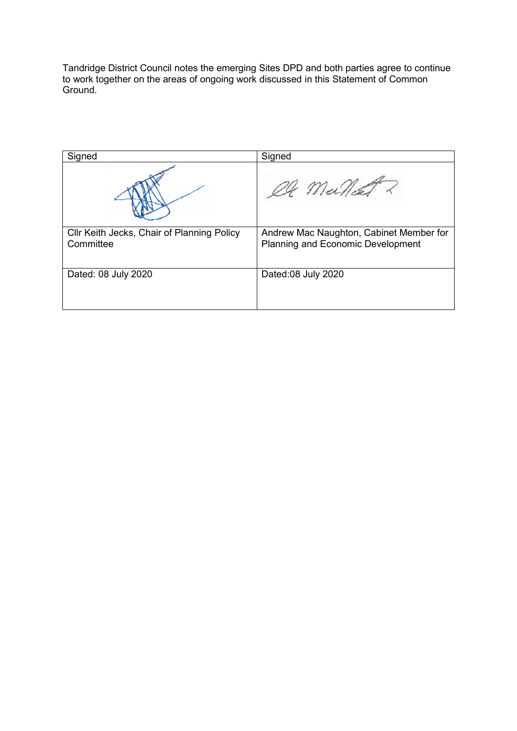Tandridge District Council notes the emerging Sites DPD and both parties agree to continue to work together on the areas of ongoing work discussed in this Statement of Common Ground.

| Signed | Signed |
| --- | --- |
| | |
| Cllr Keith Jecks, Chair of Planning Policy Committee | Andrew Mac Naughton, Cabinet Member for Planning and Economic Development |
| Dated: 08 July 2020 | Dated:08 July 2020 |